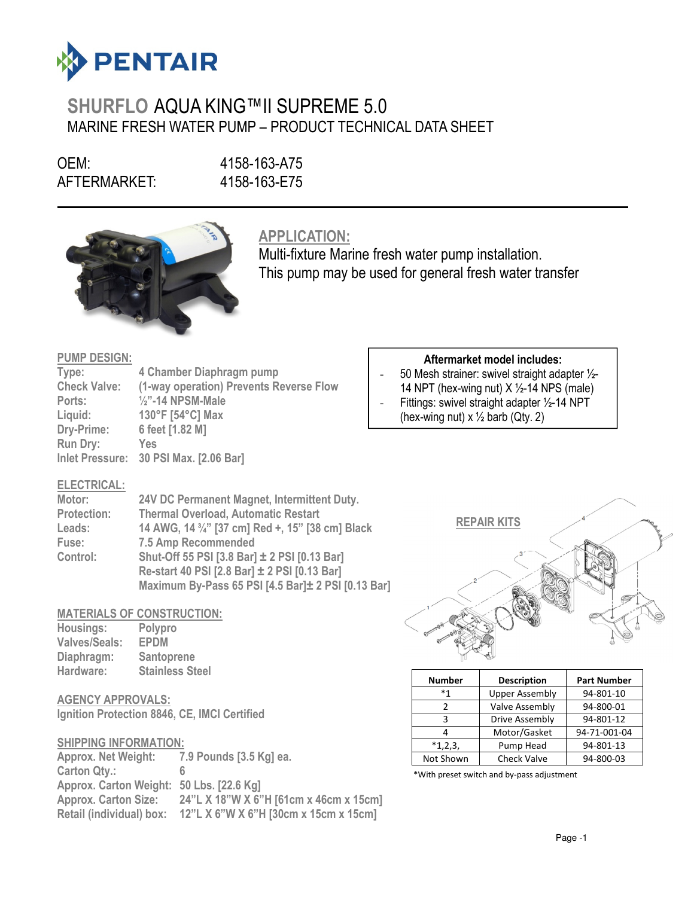# SHURFLO AQUA KING™II SUPREME 5.0

## MARINE FRESH WATER PUMP – PRODUCT TECHNICAL DATA SHEET

OEM: 4158-163-A75
AFTERMARKET: 4158-163-E75

## APPLICATION:

Multi-fixture Marine fresh water pump installation.
This pump may be used for general fresh water transfer

**Aftermarket model includes:**

- 50 Mesh strainer: swivel straight adapter ½-14 NPT (hex-wing nut) X ½-14 NPS (male)
- Fittings: swivel straight adapter ½-14 NPT (hex-wing nut) x ½ barb (Qty. 2)

### PUMP DESIGN:

| | |
|---|---|
| Type: | 4 Chamber Diaphragm pump |
| Check Valve: | (1-way operation) Prevents Reverse Flow |
| Ports: | ½"-14 NPSM-Male |
| Liquid: | 130°F [54°C] Max |
| Dry-Prime: | 6 feet [1.82 M] |
| Run Dry: | Yes |
| Inlet Pressure: | 30 PSI Max. [2.06 Bar] |

### ELECTRICAL:

| | |
|---|---|
| Motor: | 24V DC Permanent Magnet, Intermittent Duty. |
| Protection: | Thermal Overload, Automatic Restart |
| Leads: | 14 AWG, 14 ¾" [37 cm] Red +, 15" [38 cm] Black |
| Fuse: | 7.5 Amp Recommended |
| Control: | Shut-Off 55 PSI [3.8 Bar] ± 2 PSI [0.13 Bar]<br>Re-start 40 PSI [2.8 Bar] ± 2 PSI [0.13 Bar]<br>Maximum By-Pass 65 PSI [4.5 Bar]± 2 PSI [0.13 Bar] |

### MATERIALS OF CONSTRUCTION:

| | |
|---|---|
| Housings: | Polypro |
| Valves/Seals: | EPDM |
| Diaphragm: | Santoprene |
| Hardware: | Stainless Steel |

### AGENCY APPROVALS:

Ignition Protection 8846, CE, IMCI Certified

### SHIPPING INFORMATION:

| | |
|---|---|
| Approx. Net Weight: | 7.9 Pounds [3.5 Kg] ea. |
| Carton Qty.: | 6 |
| Approx. Carton Weight: | 50 Lbs. [22.6 Kg] |
| Approx. Carton Size: | 24"L X 18"W X 6"H [61cm x 46cm x 15cm] |
| Retail (individual) box: | 12"L X 6"W X 6"H [30cm x 15cm x 15cm] |

### REPAIR KITS

| Number | Description | Part Number |
|---|---|---|
| *1 | Upper Assembly | 94-801-10 |
| 2 | Valve Assembly | 94-800-01 |
| 3 | Drive Assembly | 94-801-12 |
| 4 | Motor/Gasket | 94-71-001-04 |
| *1,2,3, | Pump Head | 94-801-13 |
| Not Shown | Check Valve | 94-800-03 |

*With preset switch and by-pass adjustment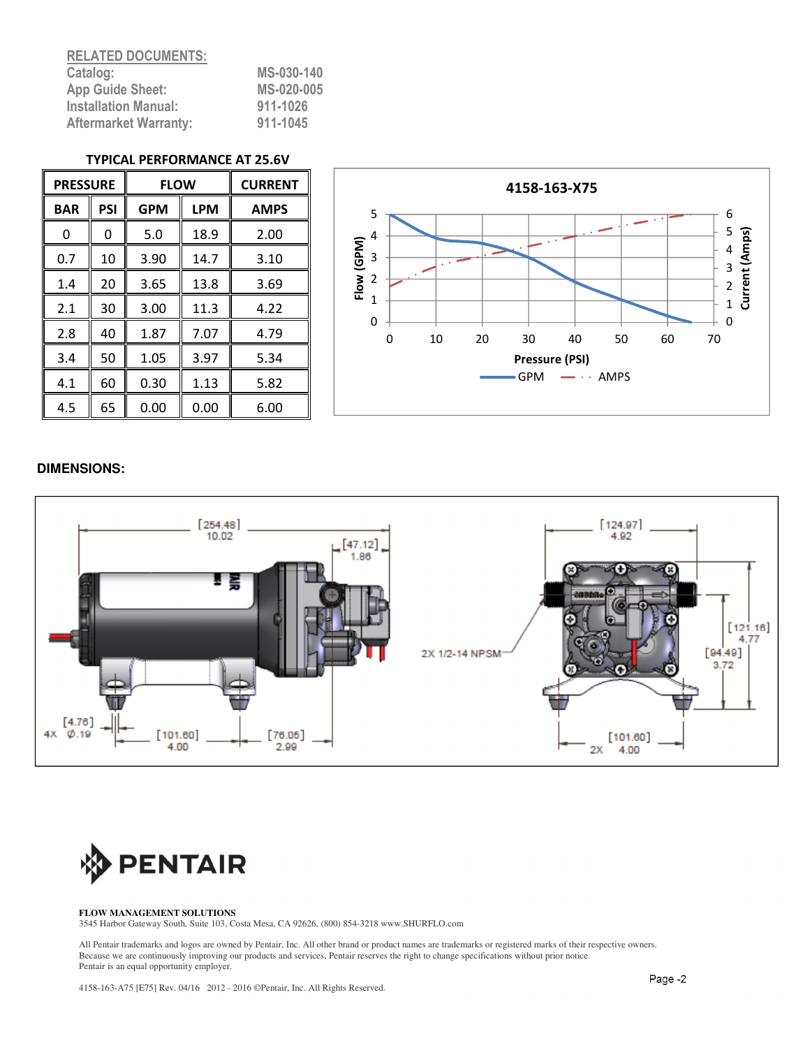**RELATED DOCUMENTS:**

| | |
|---|---|
| Catalog: | MS-030-140 |
| App Guide Sheet: | MS-020-005 |
| Installation Manual: | 911-1026 |
| Aftermarket Warranty: | 911-1045 |

**TYPICAL PERFORMANCE AT 25.6V**

| PRESSURE | | FLOW | | CURRENT |
|---|---|---|---|---|
| BAR | PSI | GPM | LPM | AMPS |
| 0 | 0 | 5.0 | 18.9 | 2.00 |
| 0.7 | 10 | 3.90 | 14.7 | 3.10 |
| 1.4 | 20 | 3.65 | 13.8 | 3.69 |
| 2.1 | 30 | 3.00 | 11.3 | 4.22 |
| 2.8 | 40 | 1.87 | 7.07 | 4.79 |
| 3.4 | 50 | 1.05 | 3.97 | 5.34 |
| 4.1 | 60 | 0.30 | 1.13 | 5.82 |
| 4.5 | 65 | 0.00 | 0.00 | 6.00 |

4158-163-X75

Flow (GPM): 0, 1, 2, 3, 4, 5

Current (Amps): 0, 1, 2, 3, 4, 5, 6

Pressure (PSI): 0, 10, 20, 30, 40, 50, 60, 70

GPM — AMPS

**DIMENSIONS:**

[254.48] 10.02

[47.12] 1.86

[4.76] 4X Ø.19

[101.60] 4.00

[76.05] 2.99

[124.97] 4.92

2X 1/2-14 NPSM

[121.16] 4.77

[94.49] 3.72

[101.60] 2X 4.00

PENTAIR

**FLOW MANAGEMENT SOLUTIONS**
3545 Harbor Gateway South, Suite 103, Costa Mesa, CA 92626, (800) 854-3218 www.SHURFLO.com

All Pentair trademarks and logos are owned by Pentair, Inc. All other brand or product names are trademarks or registered marks of their respective owners.
Because we are continuously improving our products and services, Pentair reserves the right to change specifications without prior notice.
Pentair is an equal opportunity employer.

4158-163-A75 [E75] Rev. 04/16 2012 - 2016 ©Pentair, Inc. All Rights Reserved.